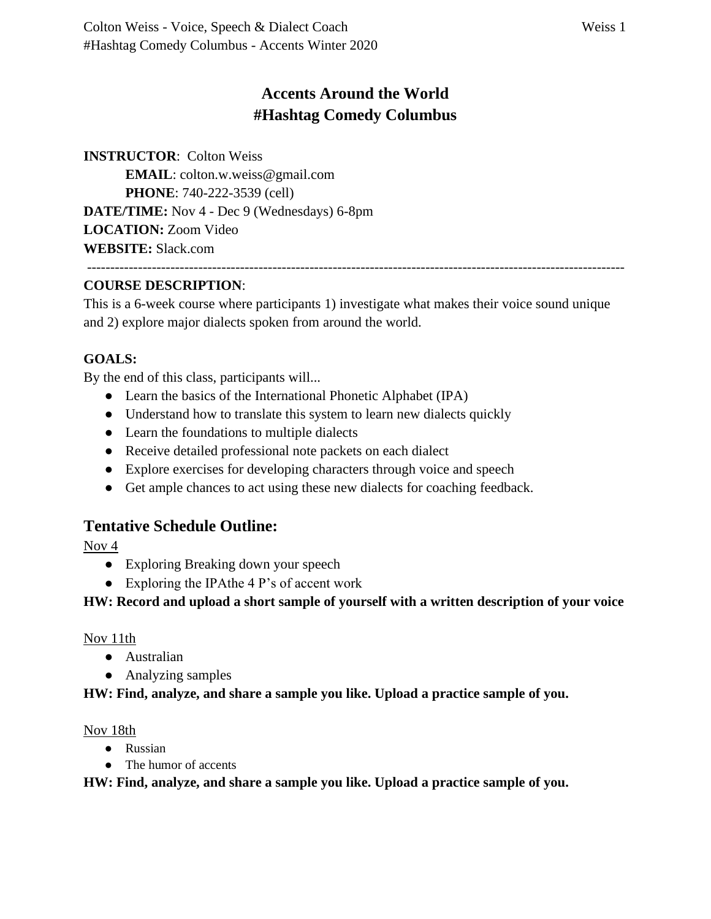# Accents Around the World
# #Hashtag Comedy Columbus

**INSTRUCTOR**: Colton Weiss
  **EMAIL**: colton.w.weiss@gmail.com
  **PHONE**: 740-222-3539 (cell)
**DATE/TIME:** Nov 4 - Dec 9 (Wednesdays) 6-8pm
**LOCATION:** Zoom Video
**WEBSITE:** Slack.com

---

**COURSE DESCRIPTION**:
This is a 6-week course where participants 1) investigate what makes their voice sound unique and 2) explore major dialects spoken from around the world.

**GOALS:**
By the end of this class, participants will...

- Learn the basics of the International Phonetic Alphabet (IPA)
- Understand how to translate this system to learn new dialects quickly
- Learn the foundations to multiple dialects
- Receive detailed professional note packets on each dialect
- Explore exercises for developing characters through voice and speech
- Get ample chances to act using these new dialects for coaching feedback.

## Tentative Schedule Outline:

Nov 4

- Exploring Breaking down your speech
- Exploring the IPAthe 4 P's of accent work

**HW: Record and upload a short sample of yourself with a written description of your voice**

Nov 11th

- Australian
- Analyzing samples

**HW: Find, analyze, and share a sample you like. Upload a practice sample of you.**

Nov 18th

- Russian
- The humor of accents

**HW: Find, analyze, and share a sample you like. Upload a practice sample of you.**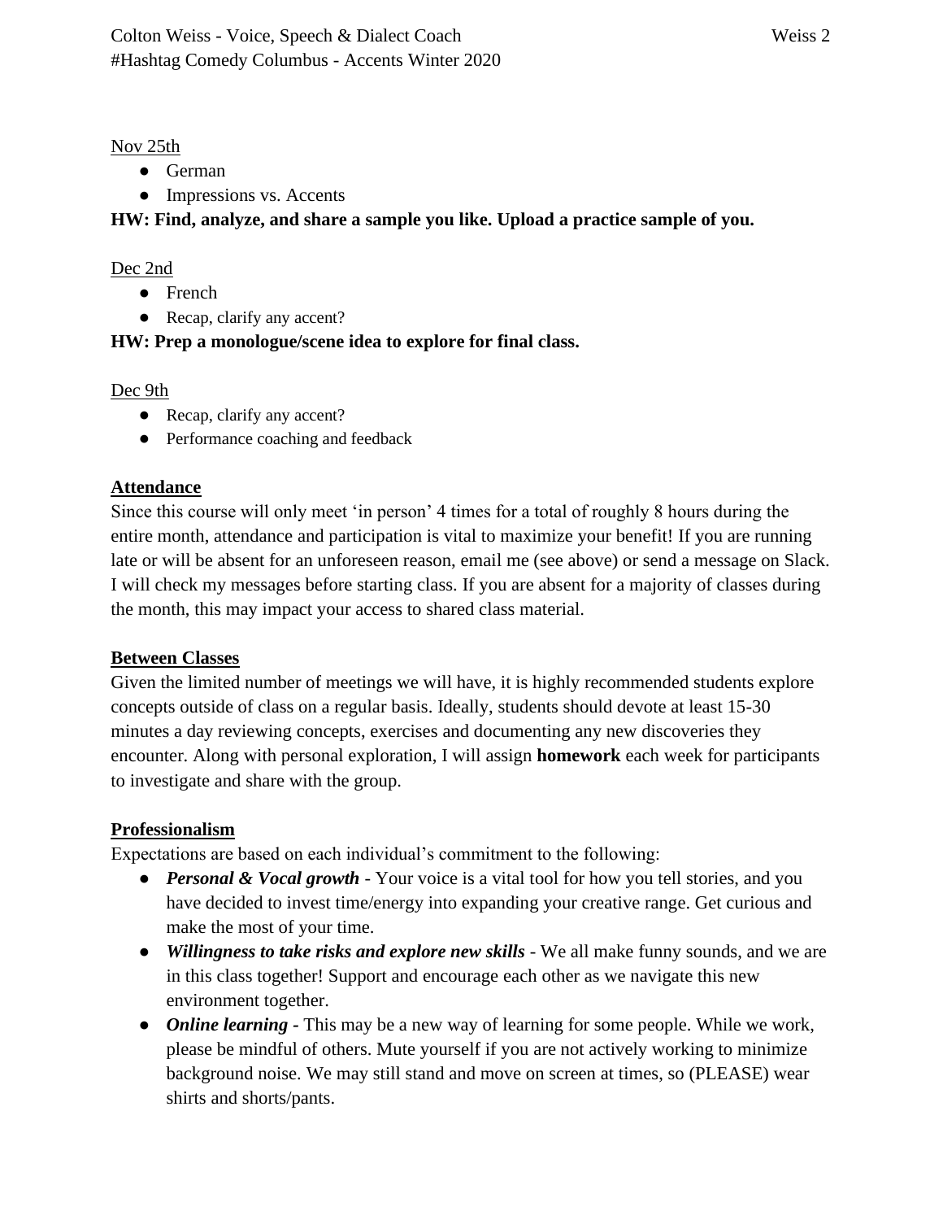<u>Nov 25th</u>

- German
- Impressions vs. Accents

**HW: Find, analyze, and share a sample you like. Upload a practice sample of you.**

<u>Dec 2nd</u>

- French
- Recap, clarify any accent?

**HW: Prep a monologue/scene idea to explore for final class.**

<u>Dec 9th</u>

- Recap, clarify any accent?
- Performance coaching and feedback

## Attendance

Since this course will only meet 'in person' 4 times for a total of roughly 8 hours during the entire month, attendance and participation is vital to maximize your benefit! If you are running late or will be absent for an unforeseen reason, email me (see above) or send a message on Slack. I will check my messages before starting class. If you are absent for a majority of classes during the month, this may impact your access to shared class material.

## Between Classes

Given the limited number of meetings we will have, it is highly recommended students explore concepts outside of class on a regular basis. Ideally, students should devote at least 15-30 minutes a day reviewing concepts, exercises and documenting any new discoveries they encounter. Along with personal exploration, I will assign **homework** each week for participants to investigate and share with the group.

## Professionalism

Expectations are based on each individual's commitment to the following:

- ***Personal & Vocal growth*** - Your voice is a vital tool for how you tell stories, and you have decided to invest time/energy into expanding your creative range. Get curious and make the most of your time.
- ***Willingness to take risks and explore new skills*** - We all make funny sounds, and we are in this class together! Support and encourage each other as we navigate this new environment together.
- ***Online learning*** - This may be a new way of learning for some people. While we work, please be mindful of others. Mute yourself if you are not actively working to minimize background noise. We may still stand and move on screen at times, so (PLEASE) wear shirts and shorts/pants.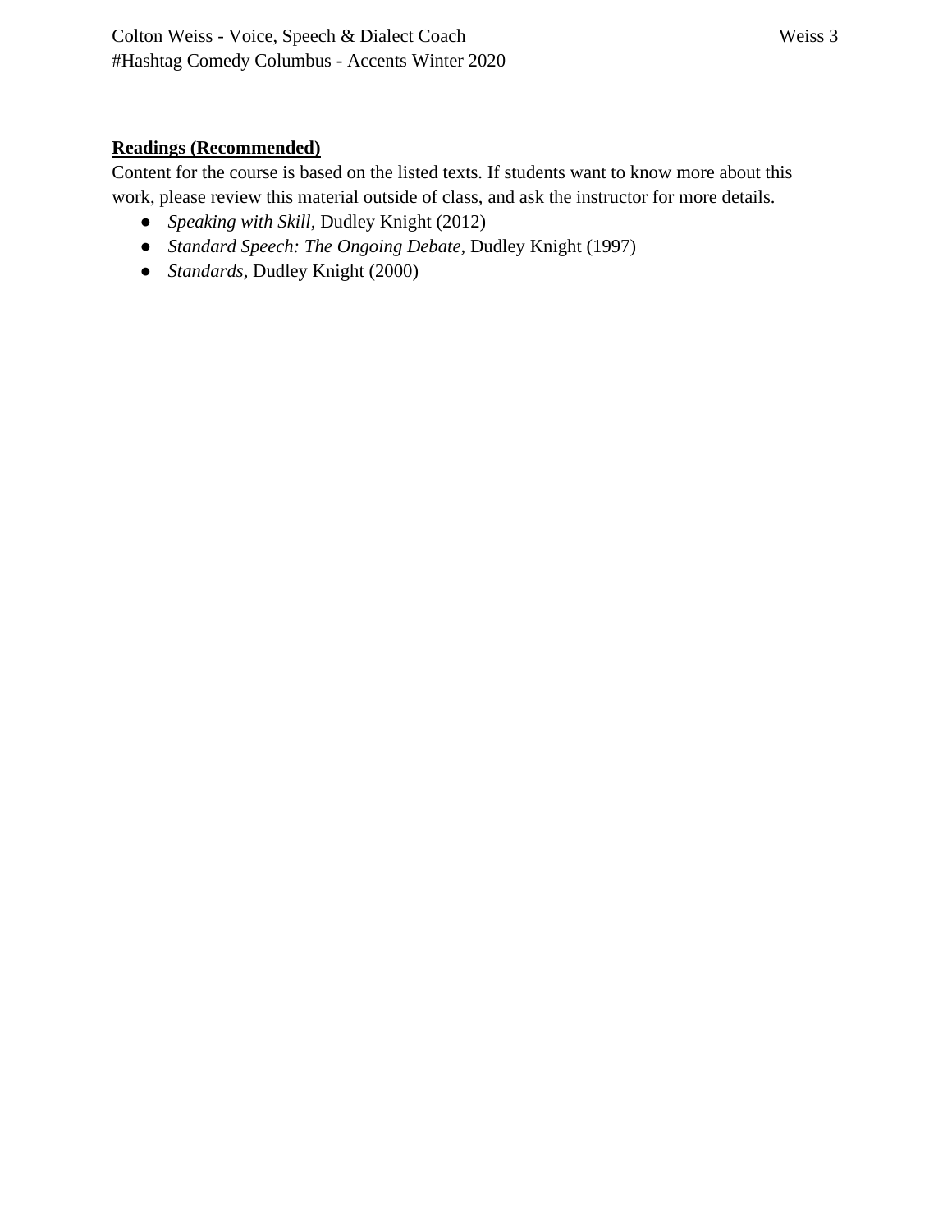**Readings (Recommended)**

Content for the course is based on the listed texts. If students want to know more about this work, please review this material outside of class, and ask the instructor for more details.

- *Speaking with Skill*, Dudley Knight (2012)
- *Standard Speech: The Ongoing Debate*, Dudley Knight (1997)
- *Standards*, Dudley Knight (2000)